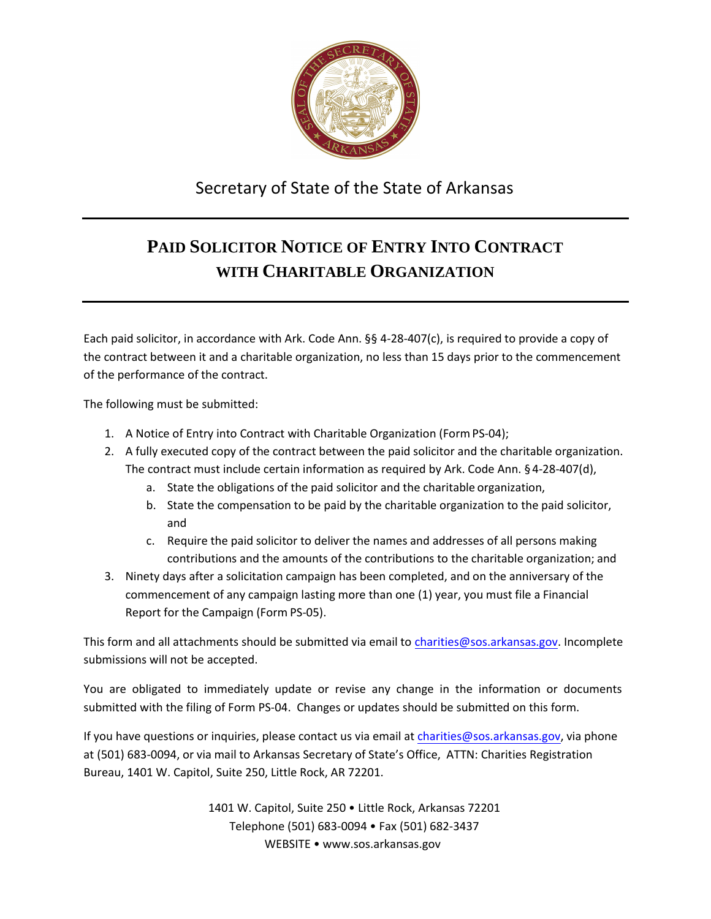Secretary of State of the State of Arkansas

# PAID SOLICITOR NOTICE OF ENTRY INTO CONTRACT WITH CHARITABLE ORGANIZATION

Each paid solicitor, in accordance with Ark. Code Ann. §§ 4-28-407(c), is required to provide a copy of the contract between it and a charitable organization, no less than 15 days prior to the commencement of the performance of the contract.

The following must be submitted:

1. A Notice of Entry into Contract with Charitable Organization (Form PS-04);
2. A fully executed copy of the contract between the paid solicitor and the charitable organization. The contract must include certain information as required by Ark. Code Ann. § 4-28-407(d),
   a. State the obligations of the paid solicitor and the charitable organization,
   b. State the compensation to be paid by the charitable organization to the paid solicitor, and
   c. Require the paid solicitor to deliver the names and addresses of all persons making contributions and the amounts of the contributions to the charitable organization; and
3. Ninety days after a solicitation campaign has been completed, and on the anniversary of the commencement of any campaign lasting more than one (1) year, you must file a Financial Report for the Campaign (Form PS-05).

This form and all attachments should be submitted via email to charities@sos.arkansas.gov. Incomplete submissions will not be accepted.

You are obligated to immediately update or revise any change in the information or documents submitted with the filing of Form PS-04. Changes or updates should be submitted on this form.

If you have questions or inquiries, please contact us via email at charities@sos.arkansas.gov, via phone at (501) 683-0094, or via mail to Arkansas Secretary of State's Office, ATTN: Charities Registration Bureau, 1401 W. Capitol, Suite 250, Little Rock, AR 72201.

1401 W. Capitol, Suite 250 • Little Rock, Arkansas 72201
Telephone (501) 683-0094 • Fax (501) 682-3437
WEBSITE • www.sos.arkansas.gov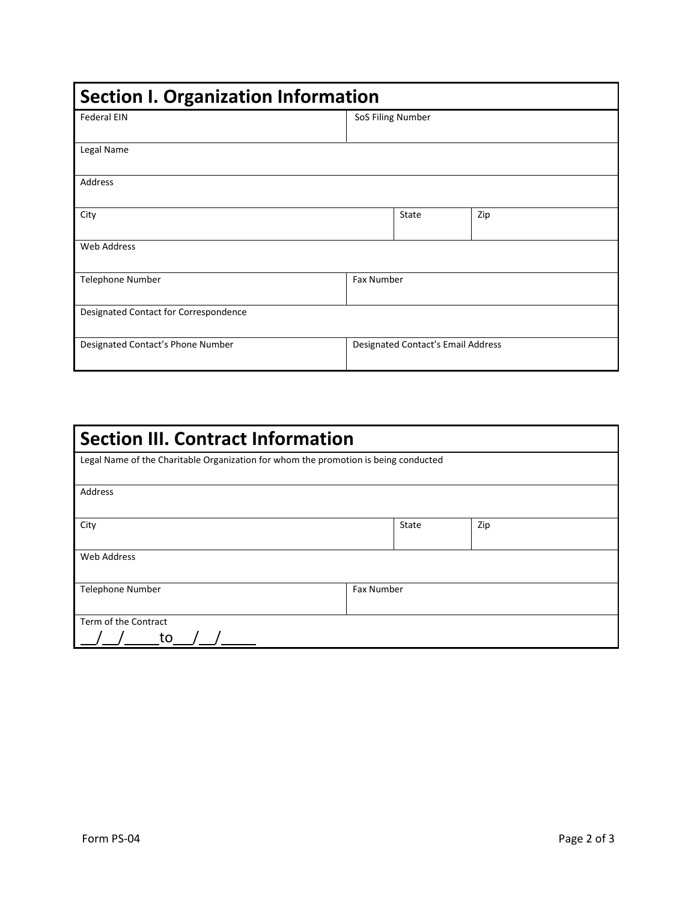## Section I. Organization Information

| Federal EIN | | SoS Filing Number | |
|---|---|---|---|
| Legal Name | | | |
| Address | | | |
| City | | State | Zip |
| Web Address | | | |
| Telephone Number | | Fax Number | |
| Designated Contact for Correspondence | | | |
| Designated Contact's Phone Number | | Designated Contact's Email Address | |

## Section III. Contract Information

| Legal Name of the Charitable Organization for whom the promotion is being conducted | | | |
|---|---|---|---|
| Address | | | |
| City | | State | Zip |
| Web Address | | | |
| Telephone Number | | Fax Number | |
| Term of the Contract<br>__/__/____to__/__/____ | | | |

Form PS-04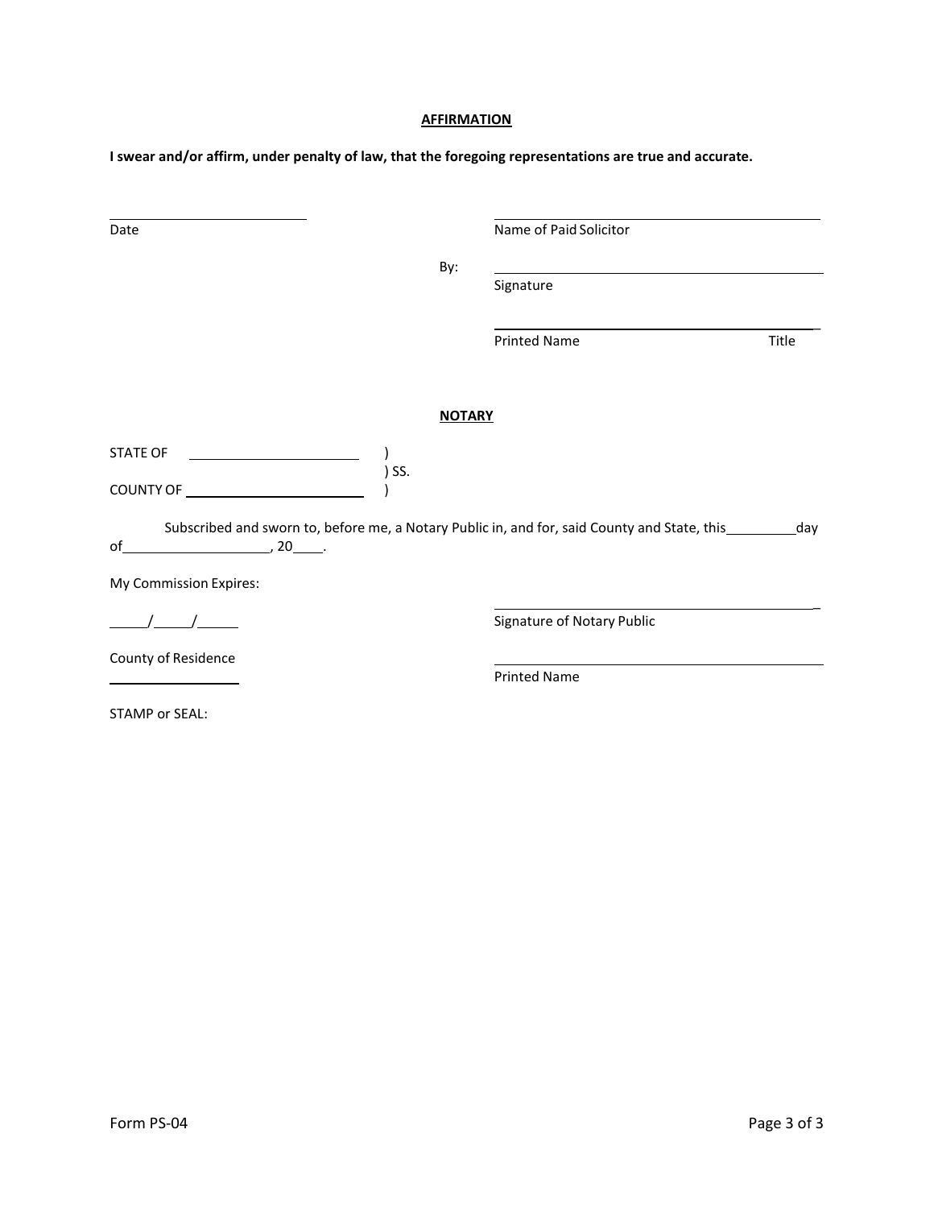**AFFIRMATION**

**I swear and/or affirm, under penalty of law, that the foregoing representations are true and accurate.**

| | | |
|---|---|---|
| ______________________ | | ______________________________ |
| Date | | Name of Paid Solicitor |
| | By: | ______________________________ |
| | | Signature |
| | | ______________________________ |
| | | Printed Name Title |

**NOTARY**

STATE OF ____________________ )
) SS.
COUNTY OF ____________________ )

Subscribed and sworn to, before me, a Notary Public in, and for, said County and State, this ________ day of __________________, 20____.

My Commission Expires:

_____/_____/_____

______________________________
Signature of Notary Public

County of Residence

______________

______________________________
Printed Name

STAMP or SEAL:

Form PS-04